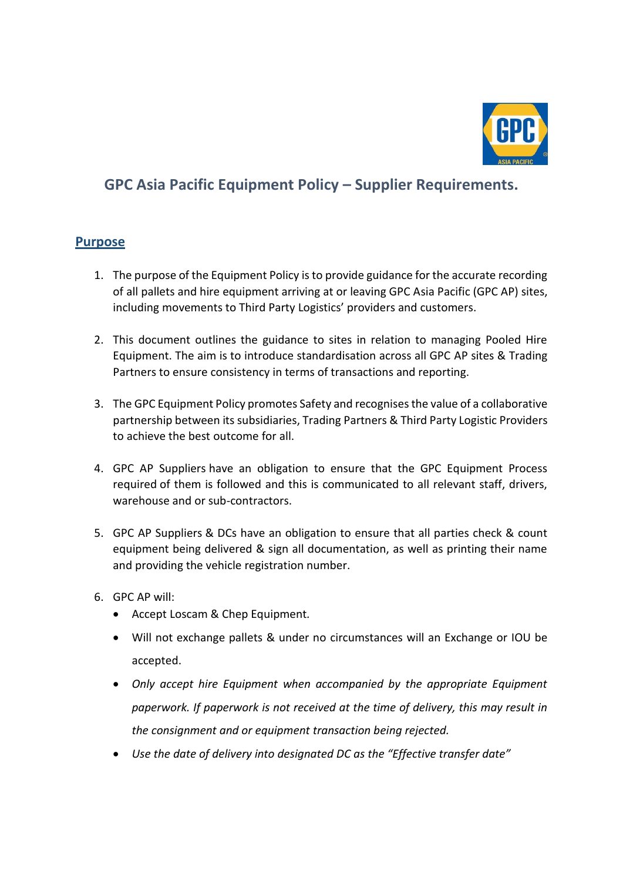# GPC Asia Pacific Equipment Policy – Supplier Requirements.

## Purpose

1. The purpose of the Equipment Policy is to provide guidance for the accurate recording of all pallets and hire equipment arriving at or leaving GPC Asia Pacific (GPC AP) sites, including movements to Third Party Logistics' providers and customers.

2. This document outlines the guidance to sites in relation to managing Pooled Hire Equipment. The aim is to introduce standardisation across all GPC AP sites & Trading Partners to ensure consistency in terms of transactions and reporting.

3. The GPC Equipment Policy promotes Safety and recognises the value of a collaborative partnership between its subsidiaries, Trading Partners & Third Party Logistic Providers to achieve the best outcome for all.

4. GPC AP Suppliers have an obligation to ensure that the GPC Equipment Process required of them is followed and this is communicated to all relevant staff, drivers, warehouse and or sub-contractors.

5. GPC AP Suppliers & DCs have an obligation to ensure that all parties check & count equipment being delivered & sign all documentation, as well as printing their name and providing the vehicle registration number.

6. GPC AP will:
   - Accept Loscam & Chep Equipment.
   - Will not exchange pallets & under no circumstances will an Exchange or IOU be accepted.
   - *Only accept hire Equipment when accompanied by the appropriate Equipment paperwork. If paperwork is not received at the time of delivery, this may result in the consignment and or equipment transaction being rejected.*
   - *Use the date of delivery into designated DC as the "Effective transfer date"*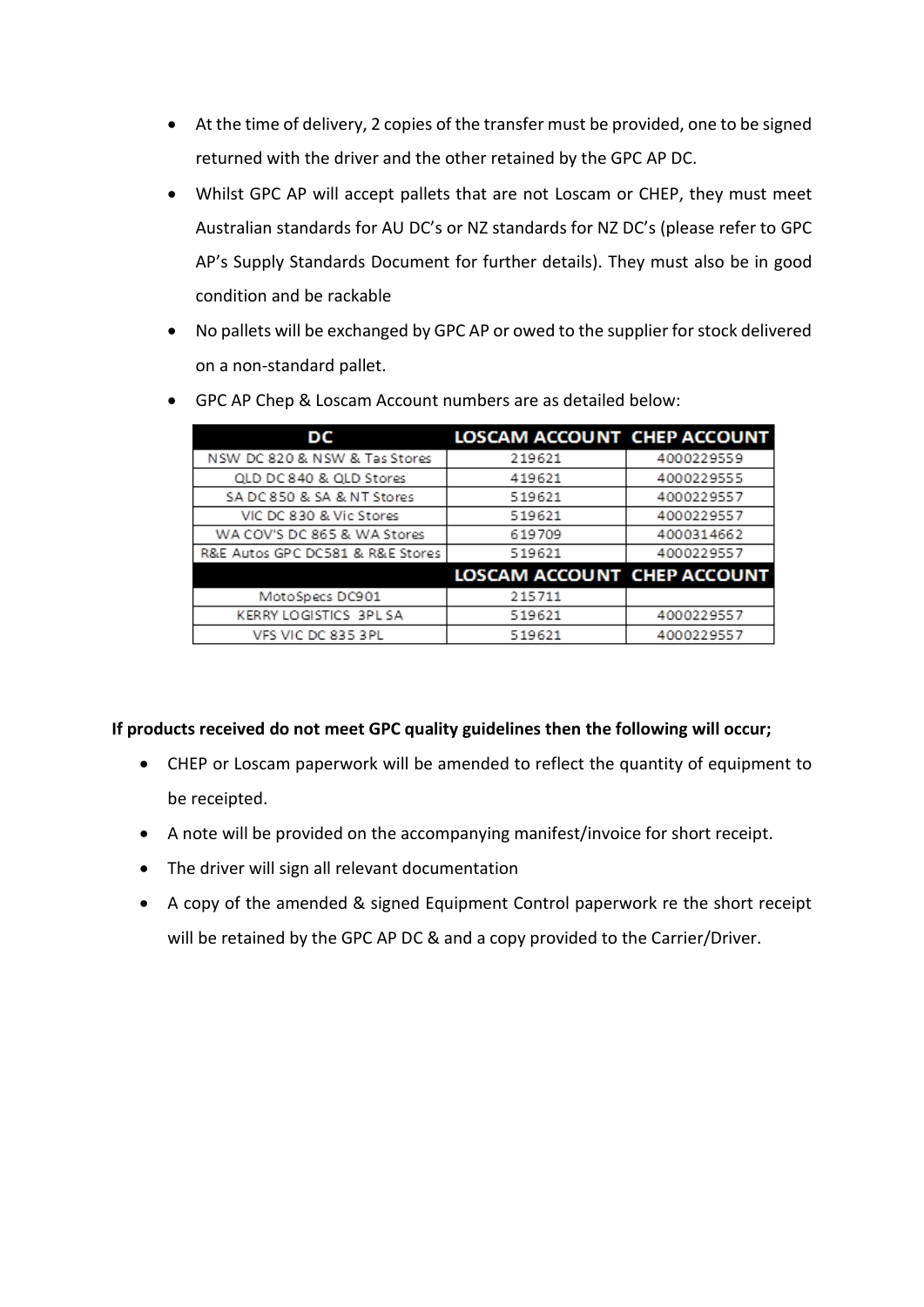- At the time of delivery, 2 copies of the transfer must be provided, one to be signed returned with the driver and the other retained by the GPC AP DC.
- Whilst GPC AP will accept pallets that are not Loscam or CHEP, they must meet Australian standards for AU DC's or NZ standards for NZ DC's (please refer to GPC AP's Supply Standards Document for further details). They must also be in good condition and be rackable
- No pallets will be exchanged by GPC AP or owed to the supplier for stock delivered on a non-standard pallet.
- GPC AP Chep & Loscam Account numbers are as detailed below:

| DC | LOSCAM ACCOUNT | CHEP ACCOUNT |
|---|---|---|
| NSW DC 820 & NSW & Tas Stores | 219621 | 4000229559 |
| QLD DC 840 & QLD Stores | 419621 | 4000229555 |
| SA DC 850 & SA & NT Stores | 519621 | 4000229557 |
| VIC DC 830 & Vic Stores | 519621 | 4000229557 |
| WA COV'S DC 865 & WA Stores | 619709 | 4000314662 |
| R&E Autos GPC DC581 & R&E Stores | 519621 | 4000229557 |
| | LOSCAM ACCOUNT | CHEP ACCOUNT |
| MotoSpecs DC901 | 215711 | |
| KERRY LOGISTICS 3PL SA | 519621 | 4000229557 |
| VFS VIC DC 835 3PL | 519621 | 4000229557 |

**If products received do not meet GPC quality guidelines then the following will occur;**

- CHEP or Loscam paperwork will be amended to reflect the quantity of equipment to be receipted.
- A note will be provided on the accompanying manifest/invoice for short receipt.
- The driver will sign all relevant documentation
- A copy of the amended & signed Equipment Control paperwork re the short receipt will be retained by the GPC AP DC & and a copy provided to the Carrier/Driver.